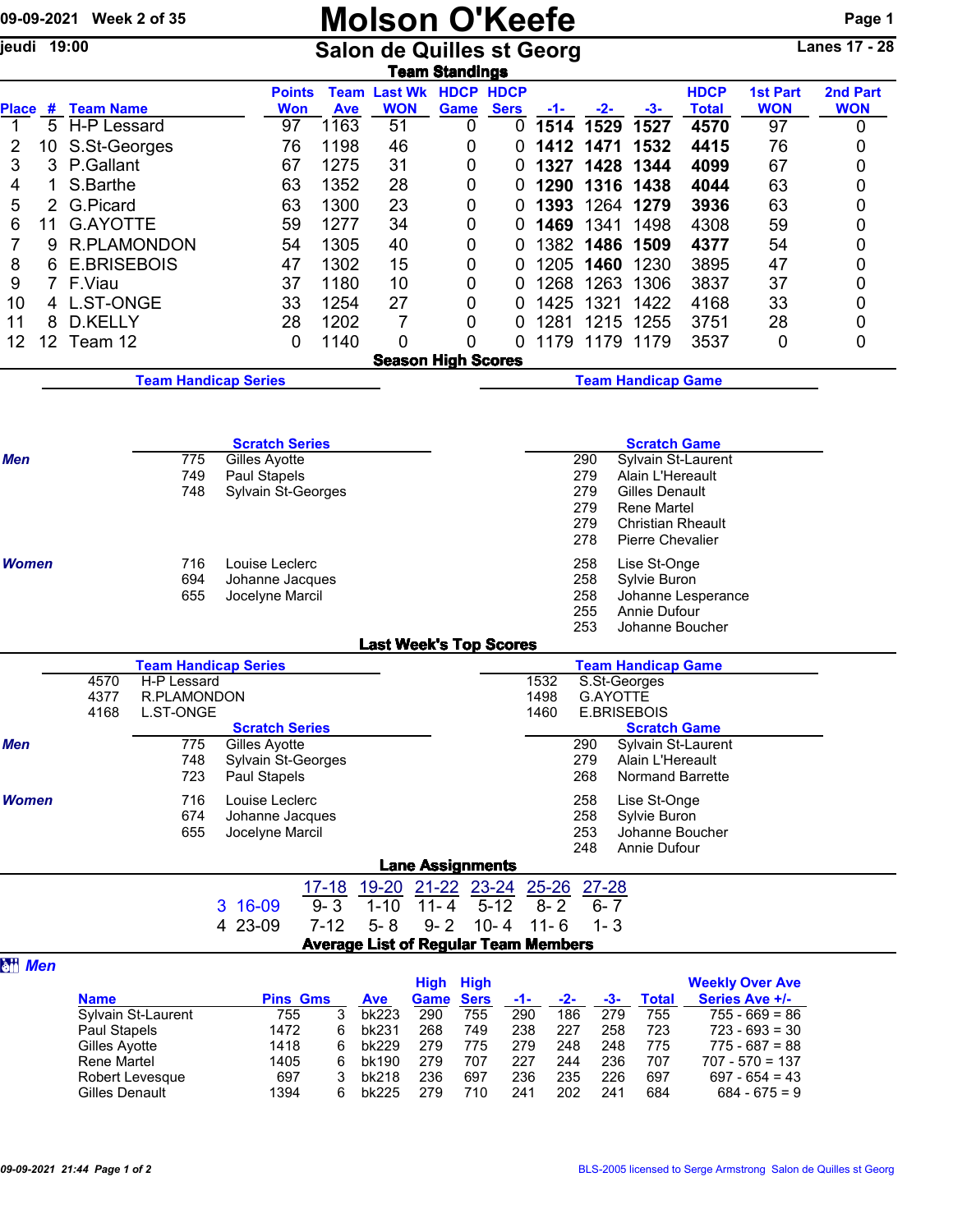# Molson O'Keefe

## Salon de Quilles st Georg

09-09-2021 Week 2 of 35
jeudi 19:00
Lanes 17 - 28

### Team Standings

| Place | # | Team Name | Points Won | Team Ave | Last Wk WON | HDCP Game | HDCP Sers | -1- | -2- | -3- | HDCP Total | 1st Part WON | 2nd Part WON |
|---|---|---|---|---|---|---|---|---|---|---|---|---|---|
| 1 | 5 | H-P Lessard | 97 | 1163 | 51 | 0 | 0 | **1514** | **1529** | **1527** | **4570** | 97 | 0 |
| 2 | 10 | S.St-Georges | 76 | 1198 | 46 | 0 | 0 | **1412** | **1471** | **1532** | **4415** | 76 | 0 |
| 3 | 3 | P.Gallant | 67 | 1275 | 31 | 0 | 0 | **1327** | **1428** | **1344** | **4099** | 67 | 0 |
| 4 | 1 | S.Barthe | 63 | 1352 | 28 | 0 | 0 | **1290** | **1316** | **1438** | **4044** | 63 | 0 |
| 5 | 2 | G.Picard | 63 | 1300 | 23 | 0 | 0 | **1393** | 1264 | **1279** | **3936** | 63 | 0 |
| 6 | 11 | G.AYOTTE | 59 | 1277 | 34 | 0 | 0 | **1469** | 1341 | 1498 | 4308 | 59 | 0 |
| 7 | 9 | R.PLAMONDON | 54 | 1305 | 40 | 0 | 0 | 1382 | **1486** | **1509** | **4377** | 54 | 0 |
| 8 | 6 | E.BRISEBOIS | 47 | 1302 | 15 | 0 | 0 | 1205 | **1460** | 1230 | 3895 | 47 | 0 |
| 9 | 7 | F.Viau | 37 | 1180 | 10 | 0 | 0 | 1268 | 1263 | 1306 | 3837 | 37 | 0 |
| 10 | 4 | L.ST-ONGE | 33 | 1254 | 27 | 0 | 0 | 1425 | 1321 | 1422 | 4168 | 33 | 0 |
| 11 | 8 | D.KELLY | 28 | 1202 | 7 | 0 | 0 | 1281 | 1215 | 1255 | 3751 | 28 | 0 |
| 12 | 12 | Team 12 | 0 | 1140 | 0 | 0 | 0 | 1179 | 1179 | 1179 | 3537 | 0 | 0 |

### Season High Scores

**Team Handicap Series** | **Team Handicap Game**

**Men**

| Scratch Series | | Scratch Game | |
|---|---|---|---|
| 775 | Gilles Ayotte | 290 | Sylvain St-Laurent |
| 749 | Paul Stapels | 279 | Alain L'Hereault |
| 748 | Sylvain St-Georges | 279 | Gilles Denault |
| | | 279 | Rene Martel |
| | | 279 | Christian Rheault |
| | | 278 | Pierre Chevalier |

**Women**

| Scratch Series | | Scratch Game | |
|---|---|---|---|
| 716 | Louise Leclerc | 258 | Lise St-Onge |
| 694 | Johanne Jacques | 258 | Sylvie Buron |
| 655 | Jocelyne Marcil | 258 | Johanne Lesperance |
| | | 255 | Annie Dufour |
| | | 253 | Johanne Boucher |

### Last Week's Top Scores

| Team Handicap Series | | Team Handicap Game | |
|---|---|---|---|
| 4570 | H-P Lessard | 1532 | S.St-Georges |
| 4377 | R.PLAMONDON | 1498 | G.AYOTTE |
| 4168 | L.ST-ONGE | 1460 | E.BRISEBOIS |

**Men**

| Scratch Series | | Scratch Game | |
|---|---|---|---|
| 775 | Gilles Ayotte | 290 | Sylvain St-Laurent |
| 748 | Sylvain St-Georges | 279 | Alain L'Hereault |
| 723 | Paul Stapels | 268 | Normand Barrette |

**Women**

| Scratch Series | | Scratch Game | |
|---|---|---|---|
| 716 | Louise Leclerc | 258 | Lise St-Onge |
| 674 | Johanne Jacques | 258 | Sylvie Buron |
| 655 | Jocelyne Marcil | 253 | Johanne Boucher |
| | | 248 | Annie Dufour |

### Lane Assignments

| | 17-18 | 19-20 | 21-22 | 23-24 | 25-26 | 27-28 |
|---|---|---|---|---|---|---|
| 3 16-09 | 9- 3 | 1-10 | 11- 4 | 5-12 | 8- 2 | 6- 7 |
| 4 23-09 | 7-12 | 5- 8 | 9- 2 | 10- 4 | 11- 6 | 1- 3 |

### Average List of Regular Team Members

**Men**

| Name | Pins | Gms | Ave | High Game | High Sers | -1- | -2- | -3- | Total | Weekly Over Ave Series Ave +/- |
|---|---|---|---|---|---|---|---|---|---|---|
| Sylvain St-Laurent | 755 | 3 | bk223 | 290 | 755 | 290 | 186 | 279 | 755 | 755 - 669 = 86 |
| Paul Stapels | 1472 | 6 | bk231 | 268 | 749 | 238 | 227 | 258 | 723 | 723 - 693 = 30 |
| Gilles Ayotte | 1418 | 6 | bk229 | 279 | 775 | 279 | 248 | 248 | 775 | 775 - 687 = 88 |
| Rene Martel | 1405 | 6 | bk190 | 279 | 707 | 227 | 244 | 236 | 707 | 707 - 570 = 137 |
| Robert Levesque | 697 | 3 | bk218 | 236 | 697 | 236 | 235 | 226 | 697 | 697 - 654 = 43 |
| Gilles Denault | 1394 | 6 | bk225 | 279 | 710 | 241 | 202 | 241 | 684 | 684 - 675 = 9 |

09-09-2021 21:44 Page 1 of 2 — BLS-2005 licensed to Serge Armstrong Salon de Quilles st Georg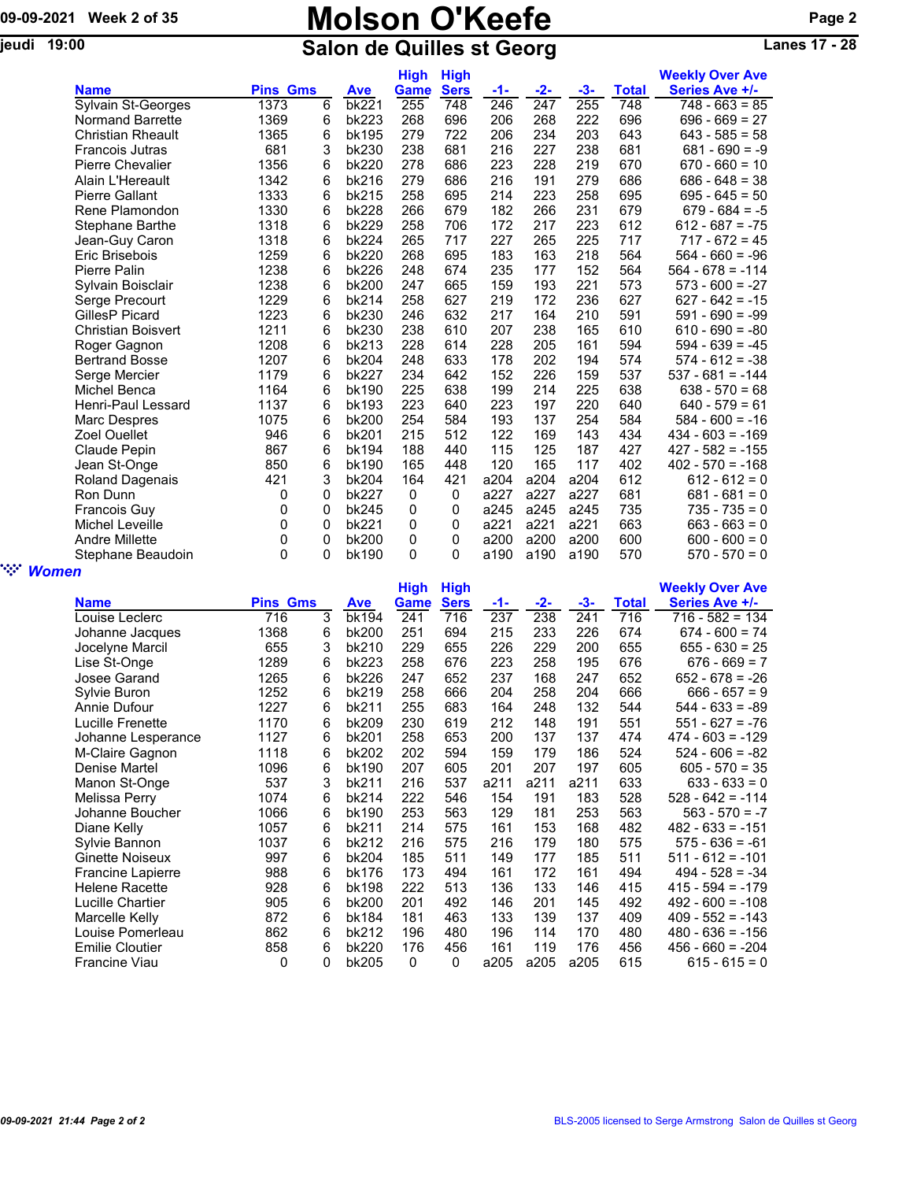09-09-2021 Week 2 of 35

jeudi 19:00

# Molson O'Keefe

## Salon de Quilles st Georg

Lanes 17 - 28

| Name | Pins | Gms | Ave | High Game | High Sers | -1- | -2- | -3- | Total | Weekly Over Ave Series Ave +/- |
|---|---|---|---|---|---|---|---|---|---|---|
| Sylvain St-Georges | 1373 | 6 | bk221 | 255 | 748 | 246 | 247 | 255 | 748 | 748 - 663 = 85 |
| Normand Barrette | 1369 | 6 | bk223 | 268 | 696 | 206 | 268 | 222 | 696 | 696 - 669 = 27 |
| Christian Rheault | 1365 | 6 | bk195 | 279 | 722 | 206 | 234 | 203 | 643 | 643 - 585 = 58 |
| Francois Jutras | 681 | 3 | bk230 | 238 | 681 | 216 | 227 | 238 | 681 | 681 - 690 = -9 |
| Pierre Chevalier | 1356 | 6 | bk220 | 278 | 686 | 223 | 228 | 219 | 670 | 670 - 660 = 10 |
| Alain L'Hereault | 1342 | 6 | bk216 | 279 | 686 | 216 | 191 | 279 | 686 | 686 - 648 = 38 |
| Pierre Gallant | 1333 | 6 | bk215 | 258 | 695 | 214 | 223 | 258 | 695 | 695 - 645 = 50 |
| Rene Plamondon | 1330 | 6 | bk228 | 266 | 679 | 182 | 266 | 231 | 679 | 679 - 684 = -5 |
| Stephane Barthe | 1318 | 6 | bk229 | 258 | 706 | 172 | 217 | 223 | 612 | 612 - 687 = -75 |
| Jean-Guy Caron | 1318 | 6 | bk224 | 265 | 717 | 227 | 265 | 225 | 717 | 717 - 672 = 45 |
| Eric Brisebois | 1259 | 6 | bk220 | 268 | 695 | 183 | 163 | 218 | 564 | 564 - 660 = -96 |
| Pierre Palin | 1238 | 6 | bk226 | 248 | 674 | 235 | 177 | 152 | 564 | 564 - 678 = -114 |
| Sylvain Boisclair | 1238 | 6 | bk200 | 247 | 665 | 159 | 193 | 221 | 573 | 573 - 600 = -27 |
| Serge Precourt | 1229 | 6 | bk214 | 258 | 627 | 219 | 172 | 236 | 627 | 627 - 642 = -15 |
| GillesP Picard | 1223 | 6 | bk230 | 246 | 632 | 217 | 164 | 210 | 591 | 591 - 690 = -99 |
| Christian Boisvert | 1211 | 6 | bk230 | 238 | 610 | 207 | 238 | 165 | 610 | 610 - 690 = -80 |
| Roger Gagnon | 1208 | 6 | bk213 | 228 | 614 | 228 | 205 | 161 | 594 | 594 - 639 = -45 |
| Bertrand Bosse | 1207 | 6 | bk204 | 248 | 633 | 178 | 202 | 194 | 574 | 574 - 612 = -38 |
| Serge Mercier | 1179 | 6 | bk227 | 234 | 642 | 152 | 226 | 159 | 537 | 537 - 681 = -144 |
| Michel Benca | 1164 | 6 | bk190 | 225 | 638 | 199 | 214 | 225 | 638 | 638 - 570 = 68 |
| Henri-Paul Lessard | 1137 | 6 | bk193 | 223 | 640 | 223 | 197 | 220 | 640 | 640 - 579 = 61 |
| Marc Despres | 1075 | 6 | bk200 | 254 | 584 | 193 | 137 | 254 | 584 | 584 - 600 = -16 |
| Zoel Ouellet | 946 | 6 | bk201 | 215 | 512 | 122 | 169 | 143 | 434 | 434 - 603 = -169 |
| Claude Pepin | 867 | 6 | bk194 | 188 | 440 | 115 | 125 | 187 | 427 | 427 - 582 = -155 |
| Jean St-Onge | 850 | 6 | bk190 | 165 | 448 | 120 | 165 | 117 | 402 | 402 - 570 = -168 |
| Roland Dagenais | 421 | 3 | bk204 | 164 | 421 | a204 | a204 | a204 | 612 | 612 - 612 = 0 |
| Ron Dunn | 0 | 0 | bk227 | 0 | 0 | a227 | a227 | a227 | 681 | 681 - 681 = 0 |
| Francois Guy | 0 | 0 | bk245 | 0 | 0 | a245 | a245 | a245 | 735 | 735 - 735 = 0 |
| Michel Leveille | 0 | 0 | bk221 | 0 | 0 | a221 | a221 | a221 | 663 | 663 - 663 = 0 |
| Andre Millette | 0 | 0 | bk200 | 0 | 0 | a200 | a200 | a200 | 600 | 600 - 600 = 0 |
| Stephane Beaudoin | 0 | 0 | bk190 | 0 | 0 | a190 | a190 | a190 | 570 | 570 - 570 = 0 |

### *Women*

| Name | Pins | Gms | Ave | High Game | High Sers | -1- | -2- | -3- | Total | Weekly Over Ave Series Ave +/- |
|---|---|---|---|---|---|---|---|---|---|---|
| Louise Leclerc | 716 | 3 | bk194 | 241 | 716 | 237 | 238 | 241 | 716 | 716 - 582 = 134 |
| Johanne Jacques | 1368 | 6 | bk200 | 251 | 694 | 215 | 233 | 226 | 674 | 674 - 600 = 74 |
| Jocelyne Marcil | 655 | 3 | bk210 | 229 | 655 | 226 | 229 | 200 | 655 | 655 - 630 = 25 |
| Lise St-Onge | 1289 | 6 | bk223 | 258 | 676 | 223 | 258 | 195 | 676 | 676 - 669 = 7 |
| Josee Garand | 1265 | 6 | bk226 | 247 | 652 | 237 | 168 | 247 | 652 | 652 - 678 = -26 |
| Sylvie Buron | 1252 | 6 | bk219 | 258 | 666 | 204 | 258 | 204 | 666 | 666 - 657 = 9 |
| Annie Dufour | 1227 | 6 | bk211 | 255 | 683 | 164 | 248 | 132 | 544 | 544 - 633 = -89 |
| Lucille Frenette | 1170 | 6 | bk209 | 230 | 619 | 212 | 148 | 191 | 551 | 551 - 627 = -76 |
| Johanne Lesperance | 1127 | 6 | bk201 | 258 | 653 | 200 | 137 | 137 | 474 | 474 - 603 = -129 |
| M-Claire Gagnon | 1118 | 6 | bk202 | 202 | 594 | 159 | 179 | 186 | 524 | 524 - 606 = -82 |
| Denise Martel | 1096 | 6 | bk190 | 207 | 605 | 201 | 207 | 197 | 605 | 605 - 570 = 35 |
| Manon St-Onge | 537 | 3 | bk211 | 216 | 537 | a211 | a211 | a211 | 633 | 633 - 633 = 0 |
| Melissa Perry | 1074 | 6 | bk214 | 222 | 546 | 154 | 191 | 183 | 528 | 528 - 642 = -114 |
| Johanne Boucher | 1066 | 6 | bk190 | 253 | 563 | 129 | 181 | 253 | 563 | 563 - 570 = -7 |
| Diane Kelly | 1057 | 6 | bk211 | 214 | 575 | 161 | 153 | 168 | 482 | 482 - 633 = -151 |
| Sylvie Bannon | 1037 | 6 | bk212 | 216 | 575 | 216 | 179 | 180 | 575 | 575 - 636 = -61 |
| Ginette Noiseux | 997 | 6 | bk204 | 185 | 511 | 149 | 177 | 185 | 511 | 511 - 612 = -101 |
| Francine Lapierre | 988 | 6 | bk176 | 173 | 494 | 161 | 172 | 161 | 494 | 494 - 528 = -34 |
| Helene Racette | 928 | 6 | bk198 | 222 | 513 | 136 | 133 | 146 | 415 | 415 - 594 = -179 |
| Lucille Chartier | 905 | 6 | bk200 | 201 | 492 | 146 | 201 | 145 | 492 | 492 - 600 = -108 |
| Marcelle Kelly | 872 | 6 | bk184 | 181 | 463 | 133 | 139 | 137 | 409 | 409 - 552 = -143 |
| Louise Pomerleau | 862 | 6 | bk212 | 196 | 480 | 196 | 114 | 170 | 480 | 480 - 636 = -156 |
| Emilie Cloutier | 858 | 6 | bk220 | 176 | 456 | 161 | 119 | 176 | 456 | 456 - 660 = -204 |
| Francine Viau | 0 | 0 | bk205 | 0 | 0 | a205 | a205 | a205 | 615 | 615 - 615 = 0 |

09-09-2021 21:44

BLS-2005 licensed to Serge Armstrong Salon de Quilles st Georg